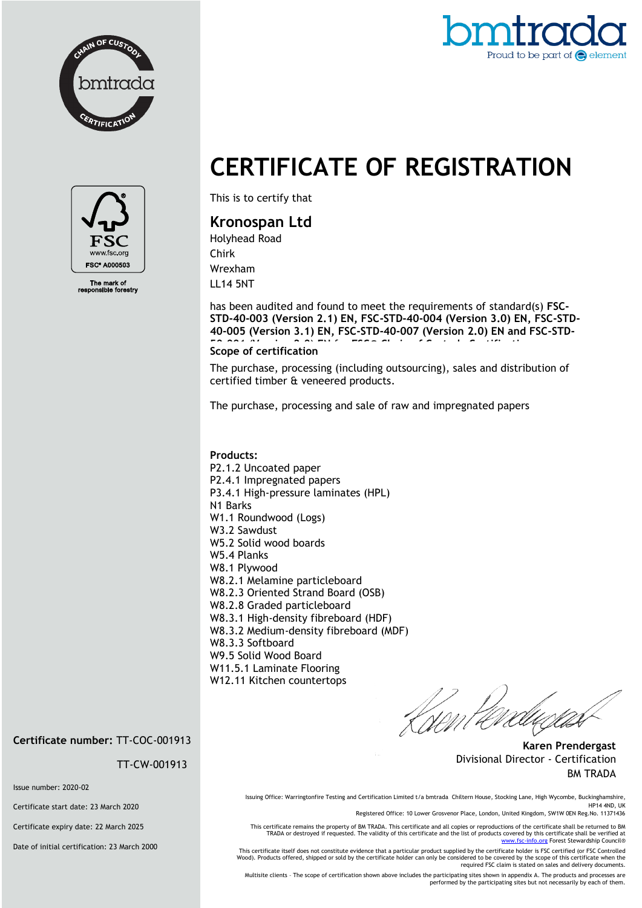bmtrada
Proud to be part of element

CHAIN OF CUSTODY
bmtrada
CERTIFICATION

FSC
www.fsc.org
FSC® A000503
The mark of responsible forestry

# CERTIFICATE OF REGISTRATION

This is to certify that

## Kronospan Ltd

Holyhead Road
Chirk
Wrexham
LL14 5NT

has been audited and found to meet the requirements of standard(s) **FSC-STD-40-003 (Version 2.1) EN, FSC-STD-40-004 (Version 3.0) EN, FSC-STD-40-005 (Version 3.1) EN, FSC-STD-40-007 (Version 2.0) EN and FSC-STD-50-001 (Version 2.0) EN for FSC® Chain of Custody Certification**

**Scope of certification**

The purchase, processing (including outsourcing), sales and distribution of certified timber & veneered products.

The purchase, processing and sale of raw and impregnated papers

**Products:**
P2.1.2 Uncoated paper
P2.4.1 Impregnated papers
P3.4.1 High-pressure laminates (HPL)
N1 Barks
W1.1 Roundwood (Logs)
W3.2 Sawdust
W5.2 Solid wood boards
W5.4 Planks
W8.1 Plywood
W8.2.1 Melamine particleboard
W8.2.3 Oriented Strand Board (OSB)
W8.2.8 Graded particleboard
W8.3.1 High-density fibreboard (HDF)
W8.3.2 Medium-density fibreboard (MDF)
W8.3.3 Softboard
W9.5 Solid Wood Board
W11.5.1 Laminate Flooring
W12.11 Kitchen countertops

**Karen Prendergast**
Divisional Director - Certification
BM TRADA

**Certificate number:** TT-COC-001913
TT-CW-001913

Issue number: 2020-02

Certificate start date: 23 March 2020

Certificate expiry date: 22 March 2025

Date of initial certification: 23 March 2000

Issuing Office: Warringtonfire Testing and Certification Limited t/a bmtrada Chiltern House, Stocking Lane, High Wycombe, Buckinghamshire, HP14 4ND, UK
Registered Office: 10 Lower Grosvenor Place, London, United Kingdom, SW1W 0EN Reg.No. 11371436

This certificate remains the property of BM TRADA. This certificate and all copies or reproductions of the certificate shall be returned to BM TRADA or destroyed if requested. The validity of this certificate and the list of products covered by this certificate shall be verified at www.fsc-info.org Forest Stewardship Council®

This certificate itself does not constitute evidence that a particular product supplied by the certificate holder is FSC certified (or FSC Controlled Wood). Products offered, shipped or sold by the certificate holder can only be considered to be covered by the scope of this certificate when the required FSC claim is stated on sales and delivery documents.

Multisite clients – The scope of certification shown above includes the participating sites shown in appendix A. The products and processes are performed by the participating sites but not necessarily by each of them.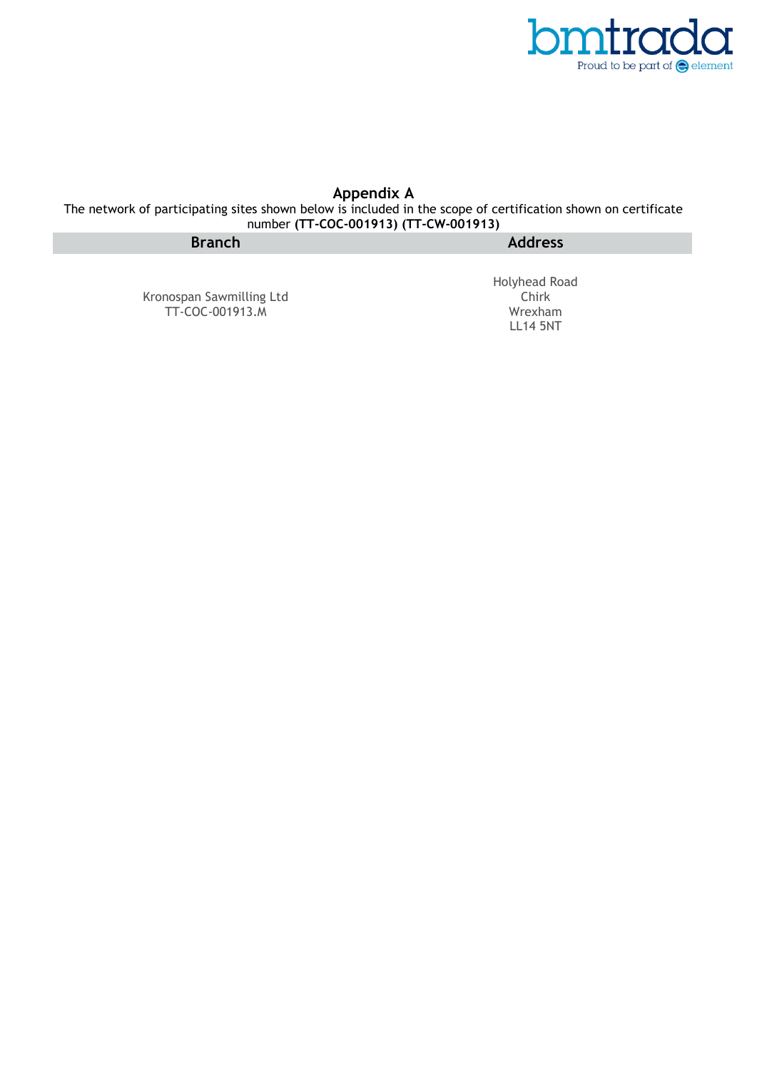## Appendix A

The network of participating sites shown below is included in the scope of certification shown on certificate number **(TT-COC-001913) (TT-CW-001913)**

| Branch | Address |
|---|---|
| Kronospan Sawmilling Ltd<br>TT-COC-001913.M | Holyhead Road<br>Chirk<br>Wrexham<br>LL14 5NT |